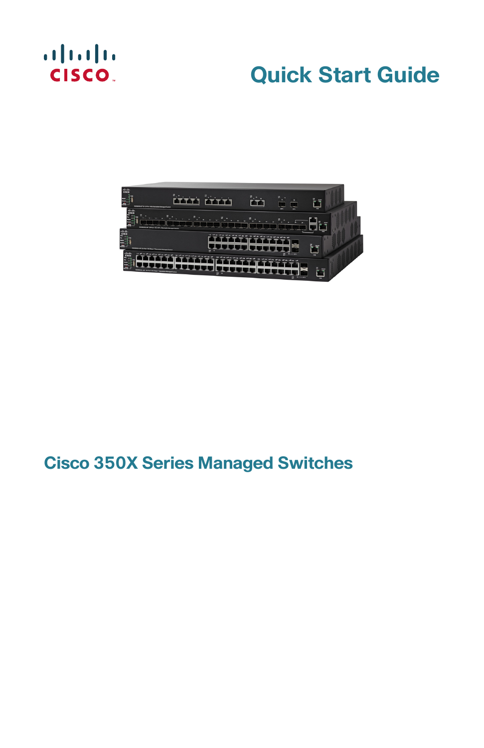# Quick Start Guide

## Cisco 350X Series Managed Switches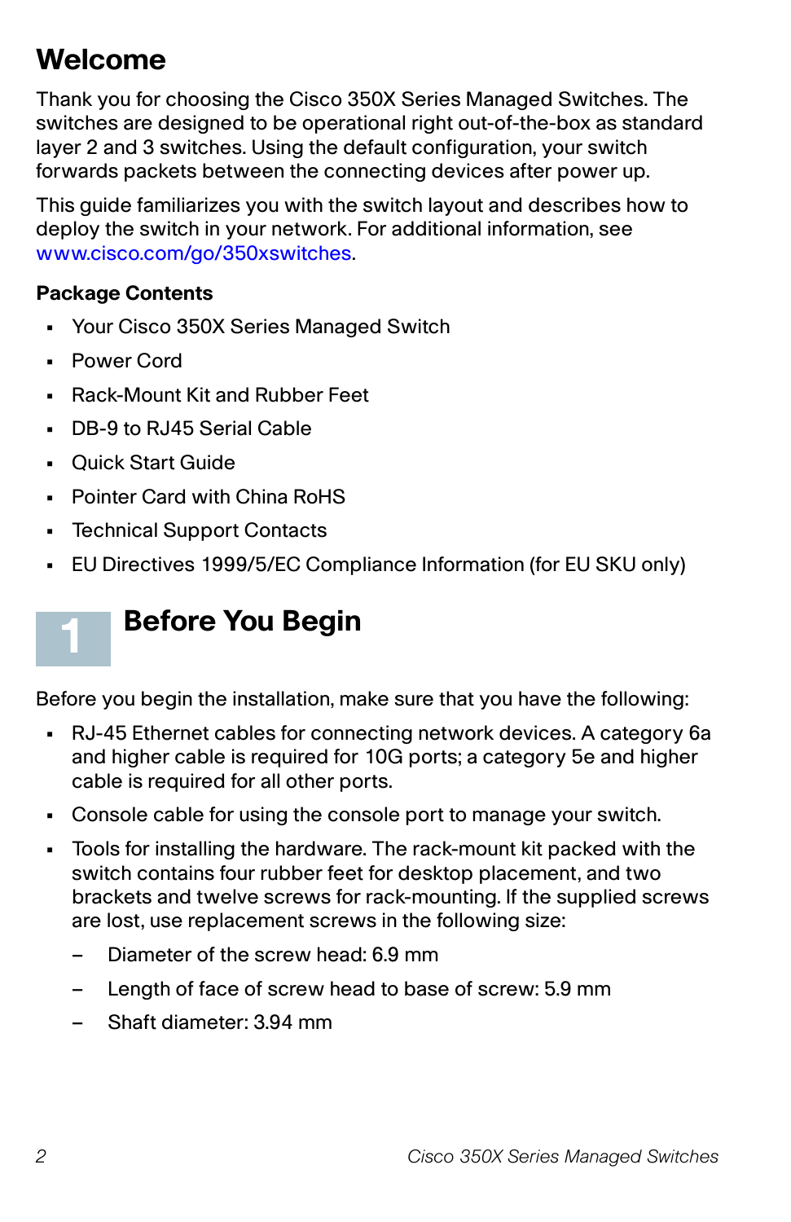# Welcome

Thank you for choosing the Cisco 350X Series Managed Switches. The switches are designed to be operational right out-of-the-box as standard layer 2 and 3 switches. Using the default configuration, your switch forwards packets between the connecting devices after power up.

This guide familiarizes you with the switch layout and describes how to deploy the switch in your network. For additional information, see www.cisco.com/go/350xswitches.

### Package Contents

- Your Cisco 350X Series Managed Switch
- Power Cord
- Rack-Mount Kit and Rubber Feet
- DB-9 to RJ45 Serial Cable
- Quick Start Guide
- Pointer Card with China RoHS
- Technical Support Contacts
- EU Directives 1999/5/EC Compliance Information (for EU SKU only)

## 1 Before You Begin

Before you begin the installation, make sure that you have the following:

- RJ-45 Ethernet cables for connecting network devices. A category 6a and higher cable is required for 10G ports; a category 5e and higher cable is required for all other ports.
- Console cable for using the console port to manage your switch.
- Tools for installing the hardware. The rack-mount kit packed with the switch contains four rubber feet for desktop placement, and two brackets and twelve screws for rack-mounting. If the supplied screws are lost, use replacement screws in the following size:
  - Diameter of the screw head: 6.9 mm
  - Length of face of screw head to base of screw: 5.9 mm
  - Shaft diameter: 3.94 mm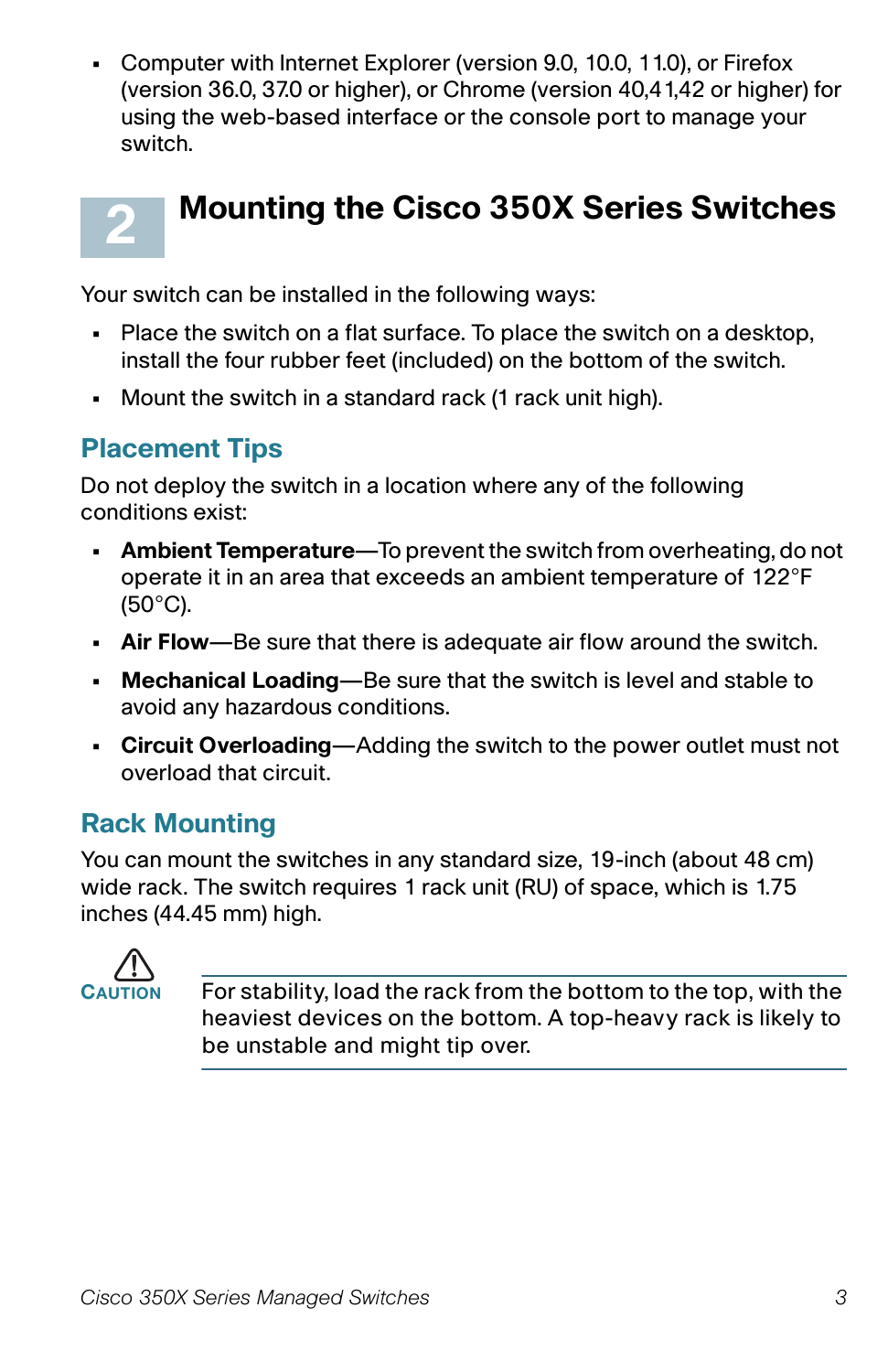- Computer with Internet Explorer (version 9.0, 10.0, 11.0), or Firefox (version 36.0, 37.0 or higher), or Chrome (version 40,41,42 or higher) for using the web-based interface or the console port to manage your switch.

# 2 Mounting the Cisco 350X Series Switches

Your switch can be installed in the following ways:

- Place the switch on a flat surface. To place the switch on a desktop, install the four rubber feet (included) on the bottom of the switch.
- Mount the switch in a standard rack (1 rack unit high).

## Placement Tips

Do not deploy the switch in a location where any of the following conditions exist:

- **Ambient Temperature**—To prevent the switch from overheating, do not operate it in an area that exceeds an ambient temperature of 122°F (50°C).
- **Air Flow**—Be sure that there is adequate air flow around the switch.
- **Mechanical Loading**—Be sure that the switch is level and stable to avoid any hazardous conditions.
- **Circuit Overloading**—Adding the switch to the power outlet must not overload that circuit.

## Rack Mounting

You can mount the switches in any standard size, 19-inch (about 48 cm) wide rack. The switch requires 1 rack unit (RU) of space, which is 1.75 inches (44.45 mm) high.

**CAUTION** For stability, load the rack from the bottom to the top, with the heaviest devices on the bottom. A top-heavy rack is likely to be unstable and might tip over.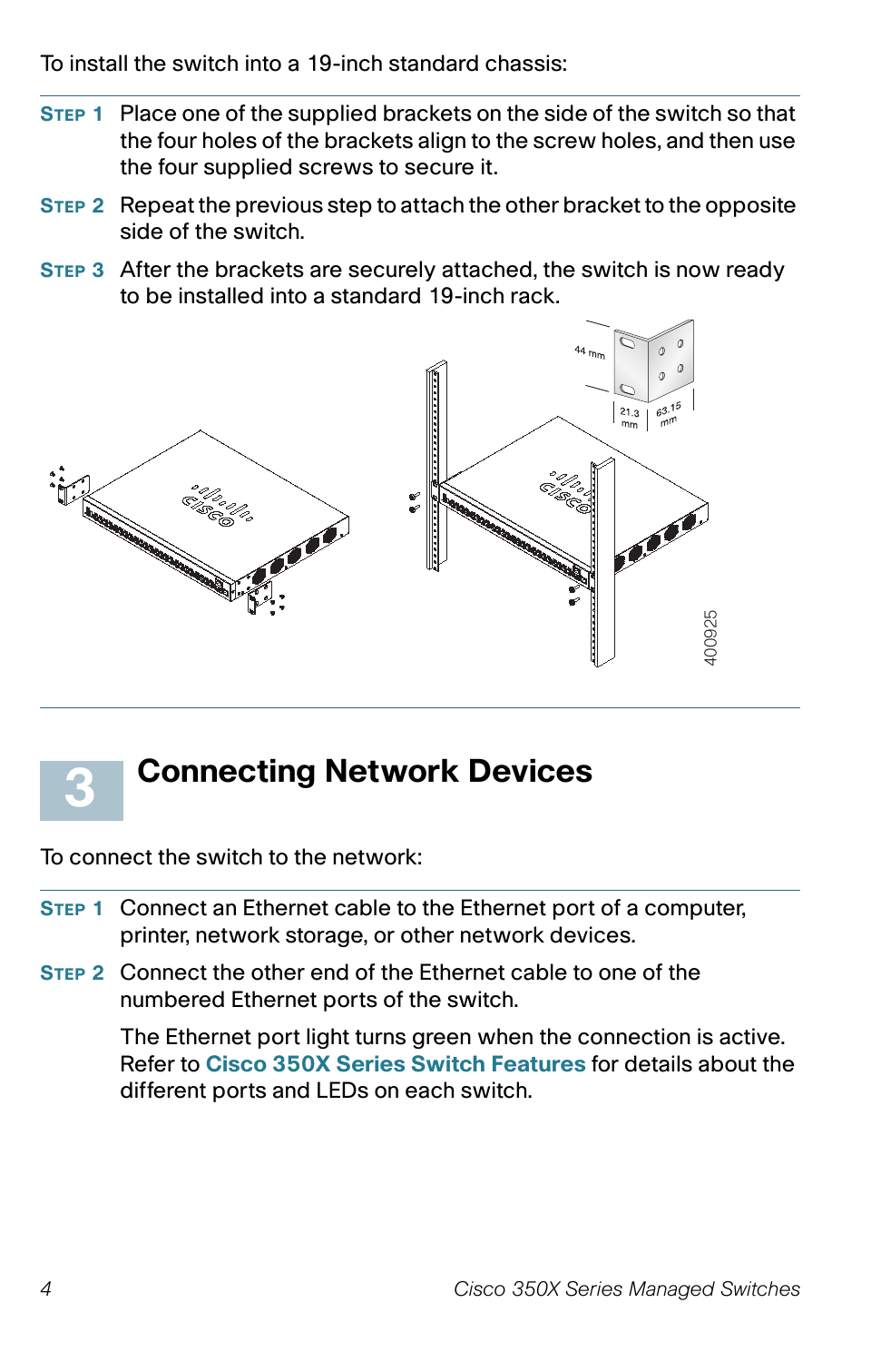To install the switch into a 19-inch standard chassis:

**STEP 1** Place one of the supplied brackets on the side of the switch so that the four holes of the brackets align to the screw holes, and then use the four supplied screws to secure it.

**STEP 2** Repeat the previous step to attach the other bracket to the opposite side of the switch.

**STEP 3** After the brackets are securely attached, the switch is now ready to be installed into a standard 19-inch rack.

# 3 Connecting Network Devices

To connect the switch to the network:

**STEP 1** Connect an Ethernet cable to the Ethernet port of a computer, printer, network storage, or other network devices.

**STEP 2** Connect the other end of the Ethernet cable to one of the numbered Ethernet ports of the switch.

The Ethernet port light turns green when the connection is active. Refer to **Cisco 350X Series Switch Features** for details about the different ports and LEDs on each switch.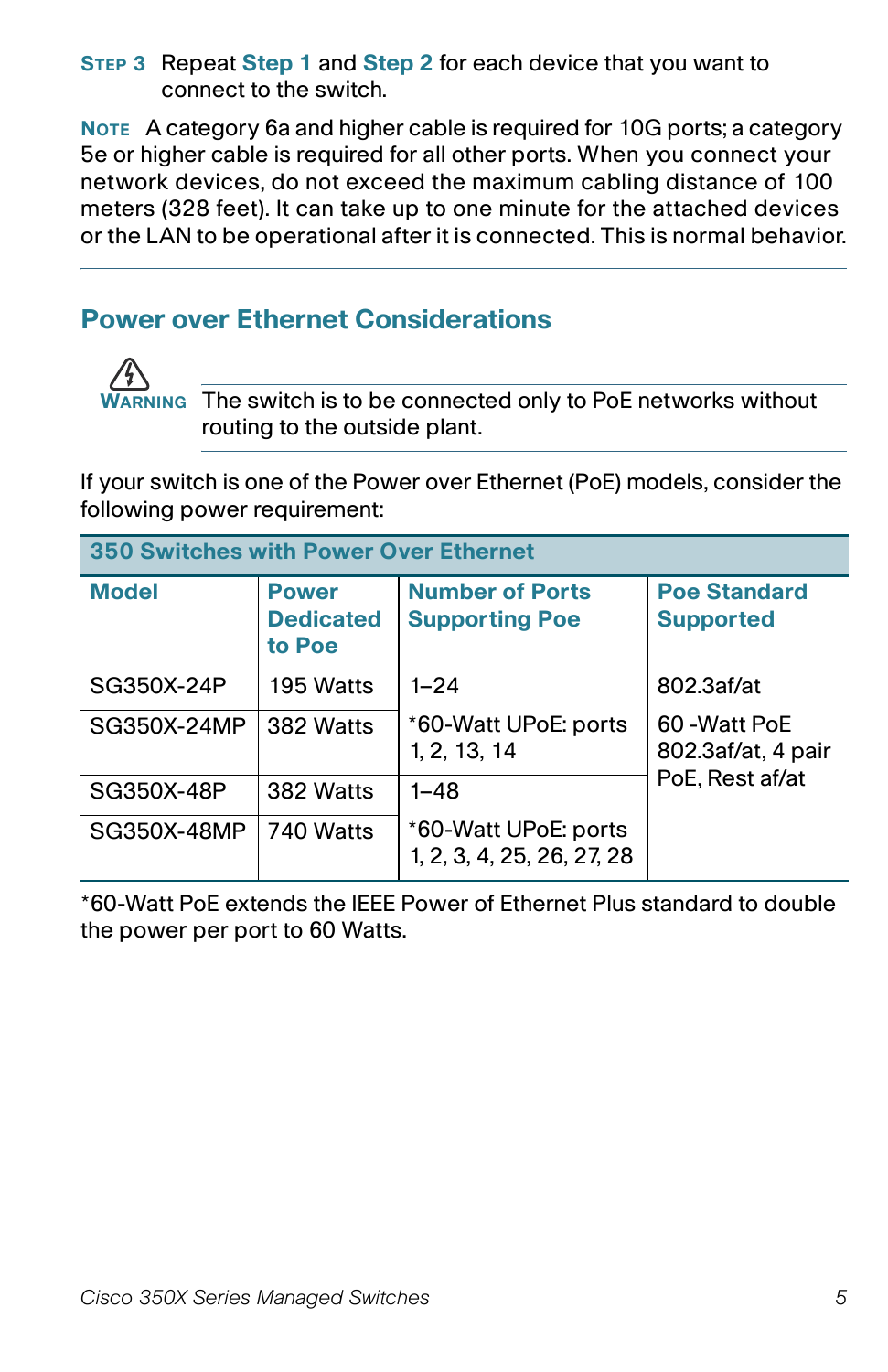**STEP 3** Repeat **Step 1** and **Step 2** for each device that you want to connect to the switch.

**NOTE** A category 6a and higher cable is required for 10G ports; a category 5e or higher cable is required for all other ports. When you connect your network devices, do not exceed the maximum cabling distance of 100 meters (328 feet). It can take up to one minute for the attached devices or the LAN to be operational after it is connected. This is normal behavior.

## Power over Ethernet Considerations

**WARNING** The switch is to be connected only to PoE networks without routing to the outside plant.

If your switch is one of the Power over Ethernet (PoE) models, consider the following power requirement:

| 350 Switches with Power Over Ethernet | | | |
|---|---|---|---|
| **Model** | **Power Dedicated to Poe** | **Number of Ports Supporting Poe** | **Poe Standard Supported** |
| SG350X-24P | 195 Watts | 1–24 | 802.3af/at |
| SG350X-24MP | 382 Watts | *60-Watt UPoE: ports 1, 2, 13, 14 | 60 -Watt PoE 802.3af/at, 4 pair PoE, Rest af/at |
| SG350X-48P | 382 Watts | 1–48 | |
| SG350X-48MP | 740 Watts | *60-Watt UPoE: ports 1, 2, 3, 4, 25, 26, 27, 28 | |

*60-Watt PoE extends the IEEE Power of Ethernet Plus standard to double the power per port to 60 Watts.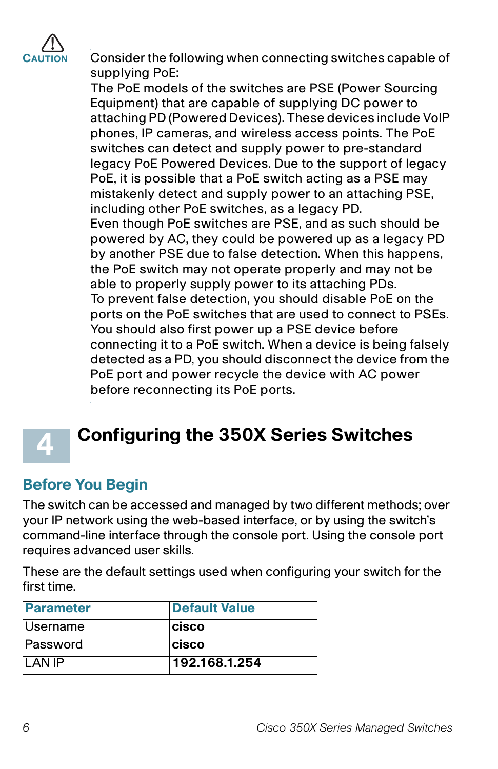**CAUTION** Consider the following when connecting switches capable of supplying PoE:

The PoE models of the switches are PSE (Power Sourcing Equipment) that are capable of supplying DC power to attaching PD (Powered Devices). These devices include VoIP phones, IP cameras, and wireless access points. The PoE switches can detect and supply power to pre-standard legacy PoE Powered Devices. Due to the support of legacy PoE, it is possible that a PoE switch acting as a PSE may mistakenly detect and supply power to an attaching PSE, including other PoE switches, as a legacy PD.

Even though PoE switches are PSE, and as such should be powered by AC, they could be powered up as a legacy PD by another PSE due to false detection. When this happens, the PoE switch may not operate properly and may not be able to properly supply power to its attaching PDs.

To prevent false detection, you should disable PoE on the ports on the PoE switches that are used to connect to PSEs. You should also first power up a PSE device before connecting it to a PoE switch. When a device is being falsely detected as a PD, you should disconnect the device from the PoE port and power recycle the device with AC power before reconnecting its PoE ports.

# 4 Configuring the 350X Series Switches

## Before You Begin

The switch can be accessed and managed by two different methods; over your IP network using the web-based interface, or by using the switch's command-line interface through the console port. Using the console port requires advanced user skills.

These are the default settings used when configuring your switch for the first time.

| Parameter | Default Value |
|---|---|
| Username | **cisco** |
| Password | **cisco** |
| LAN IP | **192.168.1.254** |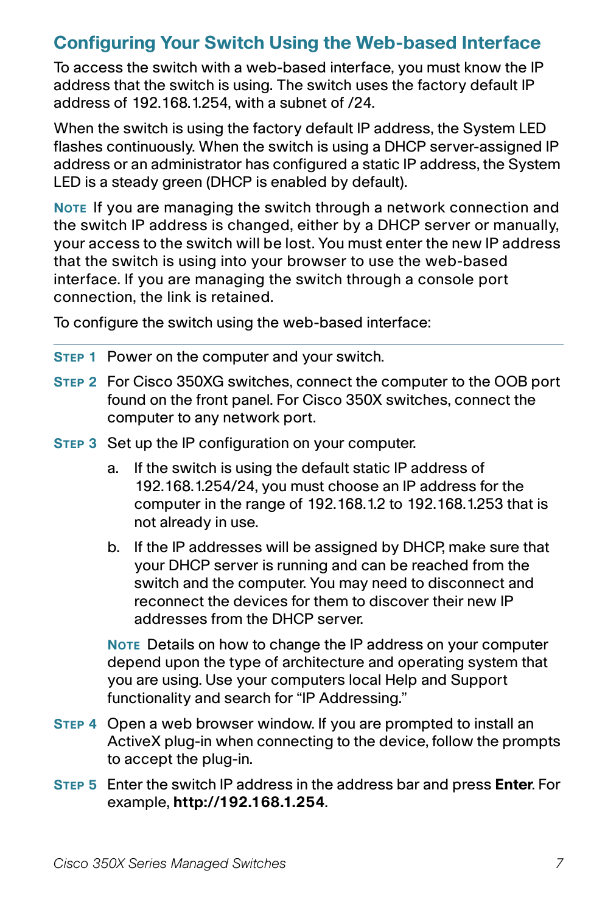## Configuring Your Switch Using the Web-based Interface

To access the switch with a web-based interface, you must know the IP address that the switch is using. The switch uses the factory default IP address of 192.168.1.254, with a subnet of /24.

When the switch is using the factory default IP address, the System LED flashes continuously. When the switch is using a DHCP server-assigned IP address or an administrator has configured a static IP address, the System LED is a steady green (DHCP is enabled by default).

**NOTE** If you are managing the switch through a network connection and the switch IP address is changed, either by a DHCP server or manually, your access to the switch will be lost. You must enter the new IP address that the switch is using into your browser to use the web-based interface. If you are managing the switch through a console port connection, the link is retained.

To configure the switch using the web-based interface:

---

**STEP 1** Power on the computer and your switch.

**STEP 2** For Cisco 350XG switches, connect the computer to the OOB port found on the front panel. For Cisco 350X switches, connect the computer to any network port.

**STEP 3** Set up the IP configuration on your computer.

a. If the switch is using the default static IP address of 192.168.1.254/24, you must choose an IP address for the computer in the range of 192.168.1.2 to 192.168.1.253 that is not already in use.

b. If the IP addresses will be assigned by DHCP, make sure that your DHCP server is running and can be reached from the switch and the computer. You may need to disconnect and reconnect the devices for them to discover their new IP addresses from the DHCP server.

**NOTE** Details on how to change the IP address on your computer depend upon the type of architecture and operating system that you are using. Use your computers local Help and Support functionality and search for “IP Addressing.”

**STEP 4** Open a web browser window. If you are prompted to install an ActiveX plug-in when connecting to the device, follow the prompts to accept the plug-in.

**STEP 5** Enter the switch IP address in the address bar and press **Enter**. For example, **http://192.168.1.254**.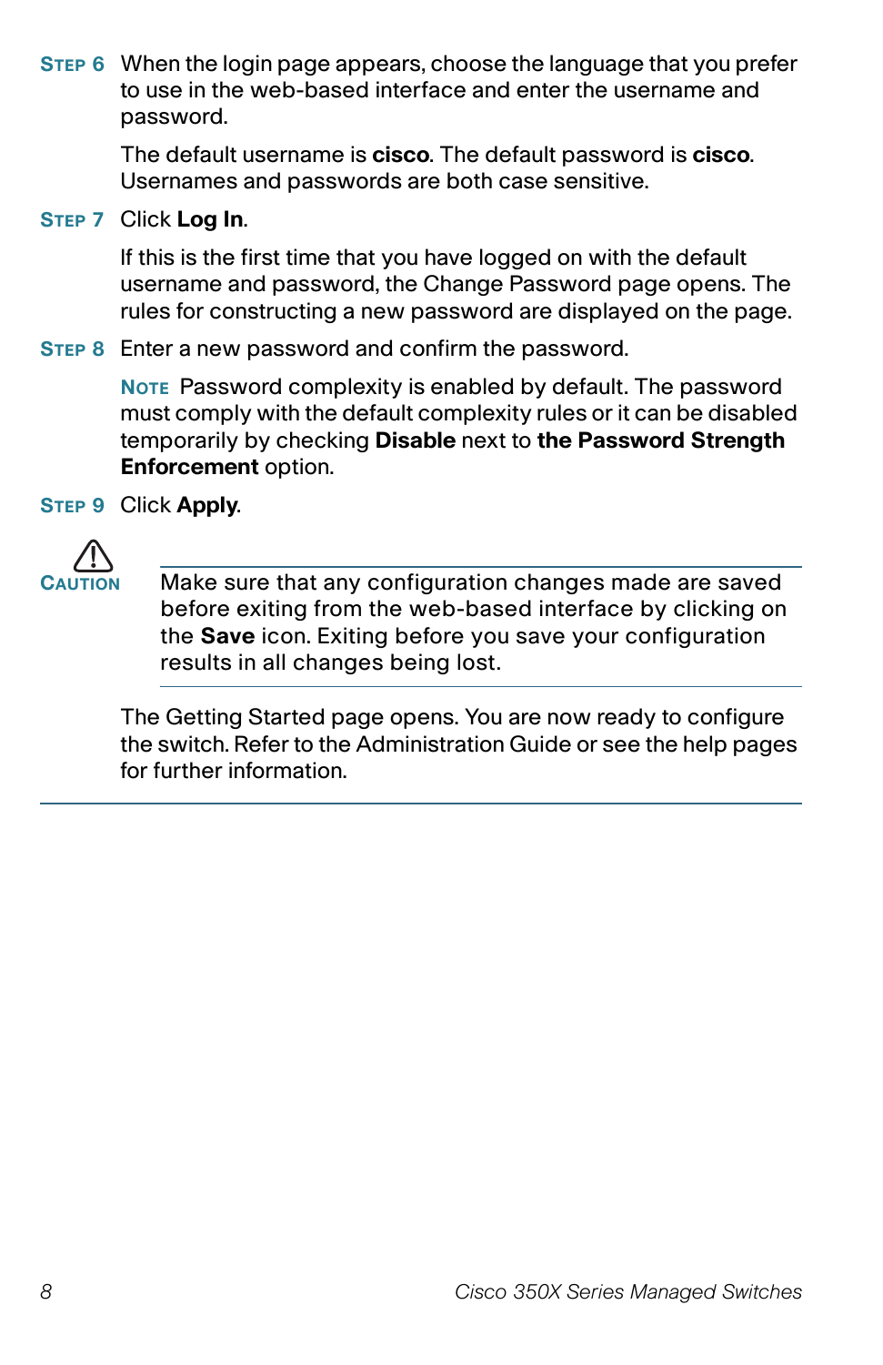**STEP 6** When the login page appears, choose the language that you prefer to use in the web-based interface and enter the username and password.

The default username is **cisco**. The default password is **cisco**. Usernames and passwords are both case sensitive.

**STEP 7** Click **Log In**.

If this is the first time that you have logged on with the default username and password, the Change Password page opens. The rules for constructing a new password are displayed on the page.

**STEP 8** Enter a new password and confirm the password.

**NOTE** Password complexity is enabled by default. The password must comply with the default complexity rules or it can be disabled temporarily by checking **Disable** next to **the Password Strength Enforcement** option.

**STEP 9** Click **Apply**.

**CAUTION** Make sure that any configuration changes made are saved before exiting from the web-based interface by clicking on the **Save** icon. Exiting before you save your configuration results in all changes being lost.

The Getting Started page opens. You are now ready to configure the switch. Refer to the Administration Guide or see the help pages for further information.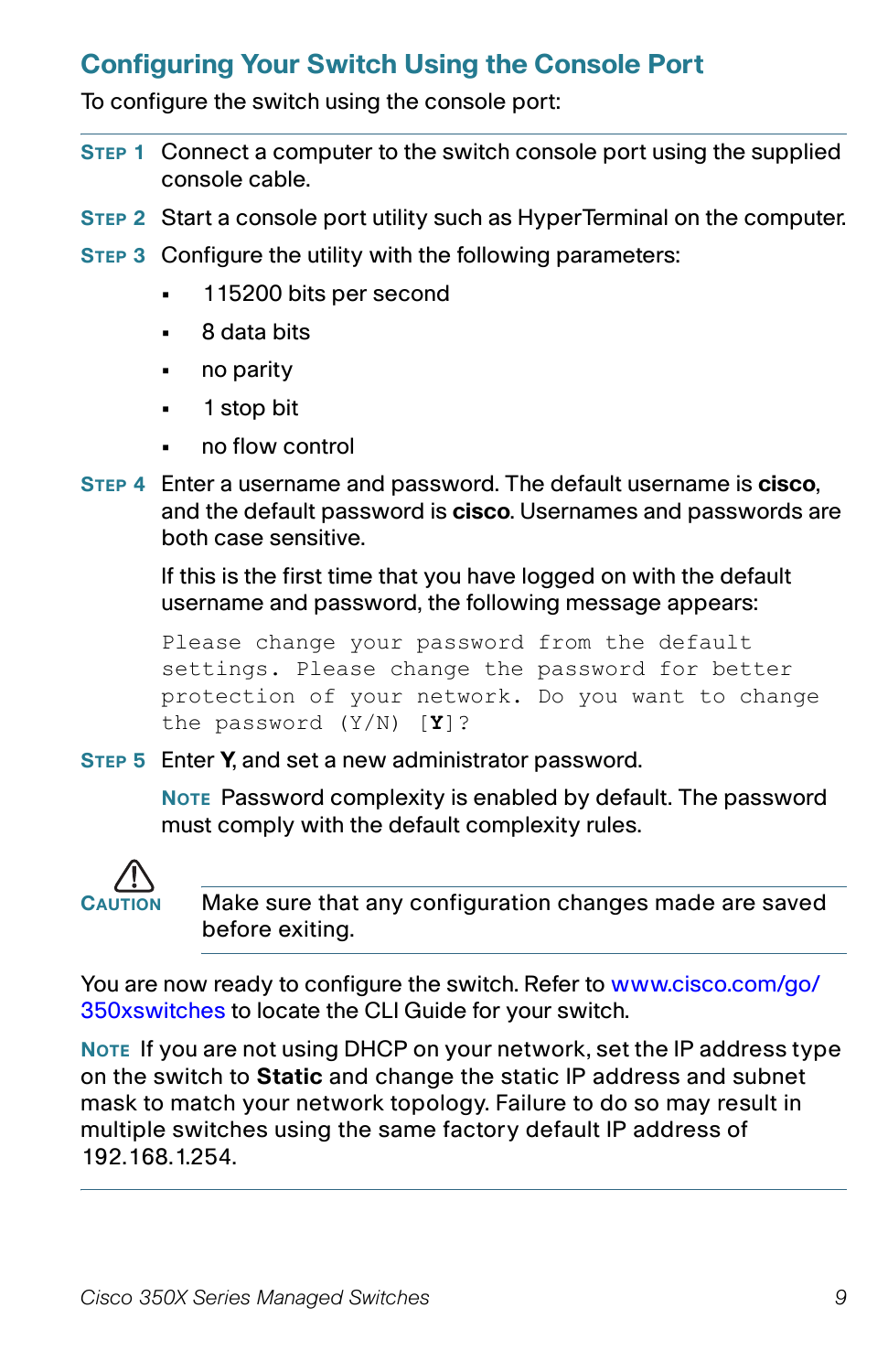## Configuring Your Switch Using the Console Port

To configure the switch using the console port:

**STEP 1** Connect a computer to the switch console port using the supplied console cable.

**STEP 2** Start a console port utility such as HyperTerminal on the computer.

**STEP 3** Configure the utility with the following parameters:

- 115200 bits per second
- 8 data bits
- no parity
- 1 stop bit
- no flow control

**STEP 4** Enter a username and password. The default username is **cisco**, and the default password is **cisco**. Usernames and passwords are both case sensitive.

If this is the first time that you have logged on with the default username and password, the following message appears:

```
Please change your password from the default
settings. Please change the password for better
protection of your network. Do you want to change
the password (Y/N) [Y]?
```

**STEP 5** Enter **Y**, and set a new administrator password.

**NOTE** Password complexity is enabled by default. The password must comply with the default complexity rules.

**CAUTION** Make sure that any configuration changes made are saved before exiting.

You are now ready to configure the switch. Refer to www.cisco.com/go/350xswitches to locate the CLI Guide for your switch.

**NOTE** If you are not using DHCP on your network, set the IP address type on the switch to **Static** and change the static IP address and subnet mask to match your network topology. Failure to do so may result in multiple switches using the same factory default IP address of 192.168.1.254.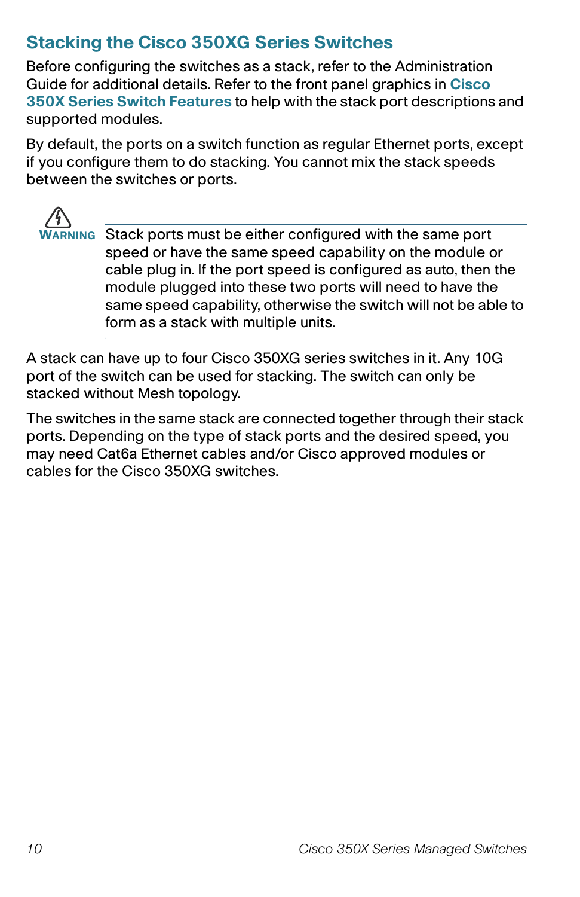## Stacking the Cisco 350XG Series Switches

Before configuring the switches as a stack, refer to the Administration Guide for additional details. Refer to the front panel graphics in **Cisco 350X Series Switch Features** to help with the stack port descriptions and supported modules.

By default, the ports on a switch function as regular Ethernet ports, except if you configure them to do stacking. You cannot mix the stack speeds between the switches or ports.

> **WARNING** Stack ports must be either configured with the same port speed or have the same speed capability on the module or cable plug in. If the port speed is configured as auto, then the module plugged into these two ports will need to have the same speed capability, otherwise the switch will not be able to form as a stack with multiple units.

A stack can have up to four Cisco 350XG series switches in it. Any 10G port of the switch can be used for stacking. The switch can only be stacked without Mesh topology.

The switches in the same stack are connected together through their stack ports. Depending on the type of stack ports and the desired speed, you may need Cat6a Ethernet cables and/or Cisco approved modules or cables for the Cisco 350XG switches.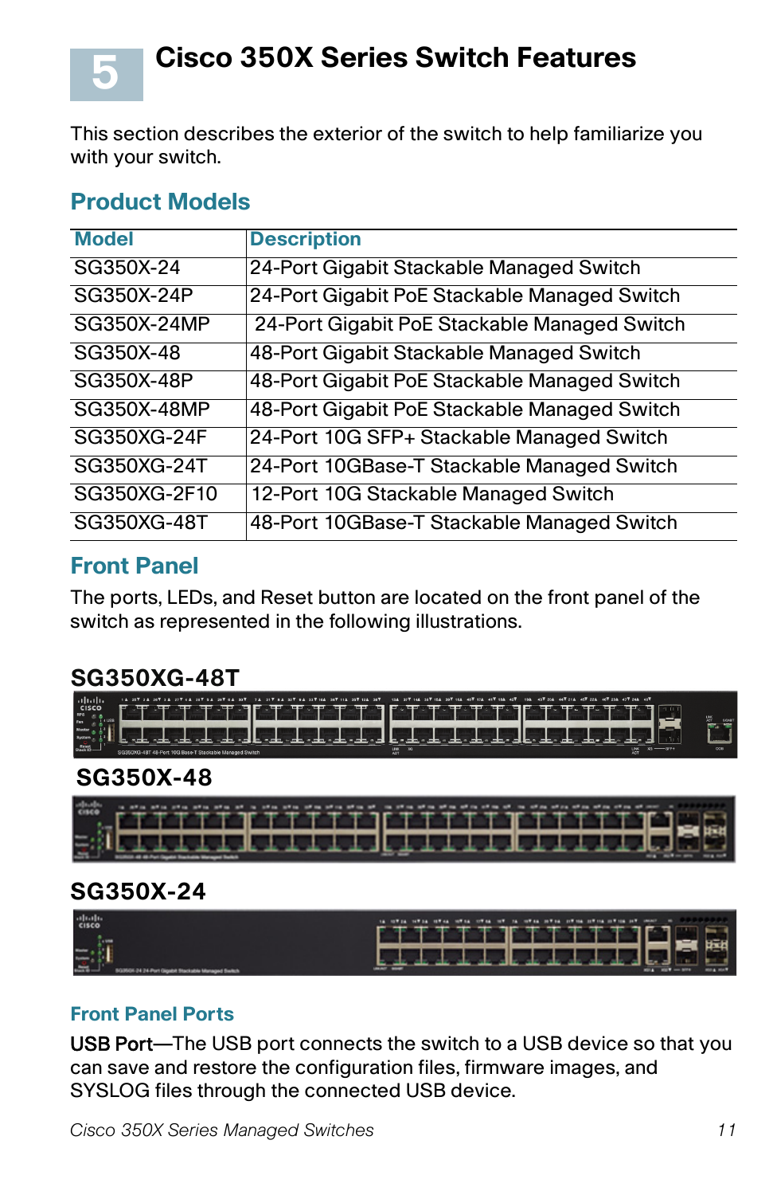# 5 Cisco 350X Series Switch Features

This section describes the exterior of the switch to help familiarize you with your switch.

## Product Models

| Model | Description |
| --- | --- |
| SG350X-24 | 24-Port Gigabit Stackable Managed Switch |
| SG350X-24P | 24-Port Gigabit PoE Stackable Managed Switch |
| SG350X-24MP | 24-Port Gigabit PoE Stackable Managed Switch |
| SG350X-48 | 48-Port Gigabit Stackable Managed Switch |
| SG350X-48P | 48-Port Gigabit PoE Stackable Managed Switch |
| SG350X-48MP | 48-Port Gigabit PoE Stackable Managed Switch |
| SG350XG-24F | 24-Port 10G SFP+ Stackable Managed Switch |
| SG350XG-24T | 24-Port 10GBase-T Stackable Managed Switch |
| SG350XG-2F10 | 12-Port 10G Stackable Managed Switch |
| SG350XG-48T | 48-Port 10GBase-T Stackable Managed Switch |

## Front Panel

The ports, LEDs, and Reset button are located on the front panel of the switch as represented in the following illustrations.

**SG350XG-48T**

**SG350X-48**

**SG350X-24**

### Front Panel Ports

USB Port—The USB port connects the switch to a USB device so that you can save and restore the configuration files, firmware images, and SYSLOG files through the connected USB device.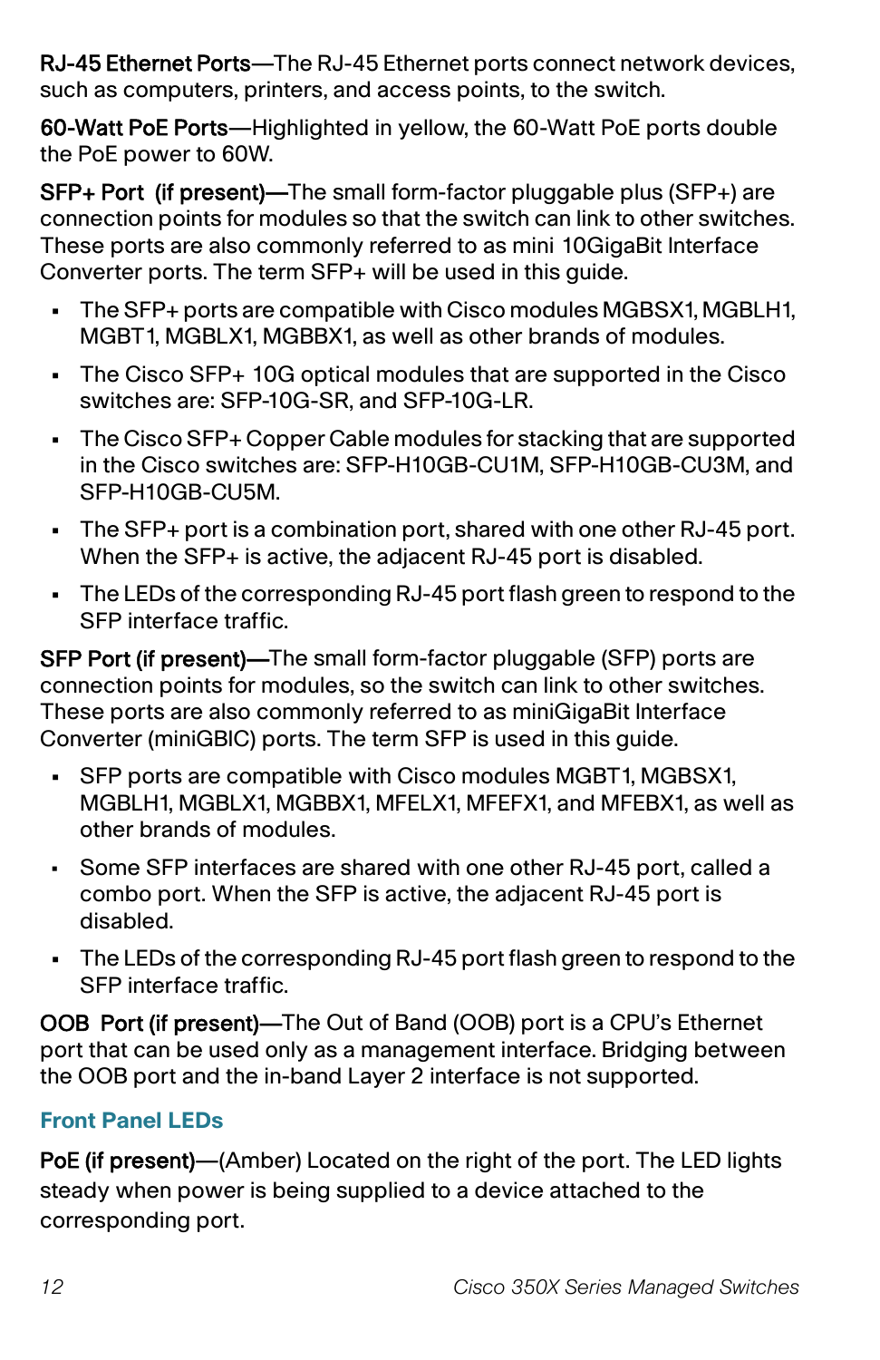**RJ-45 Ethernet Ports**—The RJ-45 Ethernet ports connect network devices, such as computers, printers, and access points, to the switch.

**60-Watt PoE Ports**—Highlighted in yellow, the 60-Watt PoE ports double the PoE power to 60W.

**SFP+ Port (if present)—**The small form-factor pluggable plus (SFP+) are connection points for modules so that the switch can link to other switches. These ports are also commonly referred to as mini 10GigaBit Interface Converter ports. The term SFP+ will be used in this guide.

- The SFP+ ports are compatible with Cisco modules MGBSX1, MGBLH1, MGBT1, MGBLX1, MGBBX1, as well as other brands of modules.
- The Cisco SFP+ 10G optical modules that are supported in the Cisco switches are: SFP-10G-SR, and SFP-10G-LR.
- The Cisco SFP+ Copper Cable modules for stacking that are supported in the Cisco switches are: SFP-H10GB-CU1M, SFP-H10GB-CU3M, and SFP-H10GB-CU5M.
- The SFP+ port is a combination port, shared with one other RJ-45 port. When the SFP+ is active, the adjacent RJ-45 port is disabled.
- The LEDs of the corresponding RJ-45 port flash green to respond to the SFP interface traffic.

**SFP Port (if present)—**The small form-factor pluggable (SFP) ports are connection points for modules, so the switch can link to other switches. These ports are also commonly referred to as miniGigaBit Interface Converter (miniGBIC) ports. The term SFP is used in this guide.

- SFP ports are compatible with Cisco modules MGBT1, MGBSX1, MGBLH1, MGBLX1, MGBBX1, MFELX1, MFEFX1, and MFEBX1, as well as other brands of modules.
- Some SFP interfaces are shared with one other RJ-45 port, called a combo port. When the SFP is active, the adjacent RJ-45 port is disabled.
- The LEDs of the corresponding RJ-45 port flash green to respond to the SFP interface traffic.

**OOB Port (if present)—**The Out of Band (OOB) port is a CPU's Ethernet port that can be used only as a management interface. Bridging between the OOB port and the in-band Layer 2 interface is not supported.

### Front Panel LEDs

**PoE (if present)**—(Amber) Located on the right of the port. The LED lights steady when power is being supplied to a device attached to the corresponding port.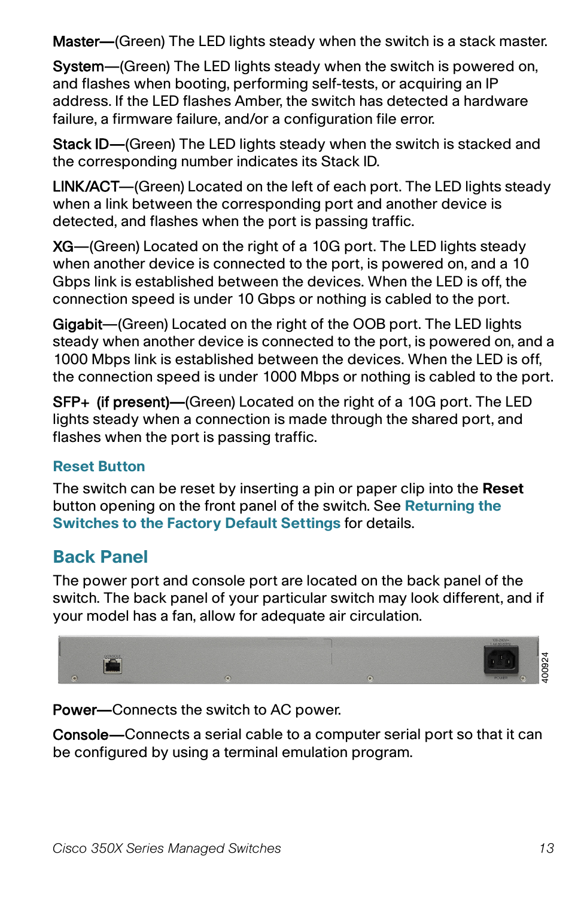**Master**—(Green) The LED lights steady when the switch is a stack master.

**System**—(Green) The LED lights steady when the switch is powered on, and flashes when booting, performing self-tests, or acquiring an IP address. If the LED flashes Amber, the switch has detected a hardware failure, a firmware failure, and/or a configuration file error.

**Stack ID**—(Green) The LED lights steady when the switch is stacked and the corresponding number indicates its Stack ID.

**LINK/ACT**—(Green) Located on the left of each port. The LED lights steady when a link between the corresponding port and another device is detected, and flashes when the port is passing traffic.

**XG**—(Green) Located on the right of a 10G port. The LED lights steady when another device is connected to the port, is powered on, and a 10 Gbps link is established between the devices. When the LED is off, the connection speed is under 10 Gbps or nothing is cabled to the port.

**Gigabit**—(Green) Located on the right of the OOB port. The LED lights steady when another device is connected to the port, is powered on, and a 1000 Mbps link is established between the devices. When the LED is off, the connection speed is under 1000 Mbps or nothing is cabled to the port.

**SFP+ (if present)**—(Green) Located on the right of a 10G port. The LED lights steady when a connection is made through the shared port, and flashes when the port is passing traffic.

### Reset Button

The switch can be reset by inserting a pin or paper clip into the **Reset** button opening on the front panel of the switch. See **Returning the Switches to the Factory Default Settings** for details.

## Back Panel

The power port and console port are located on the back panel of the switch. The back panel of your particular switch may look different, and if your model has a fan, allow for adequate air circulation.

**Power**—Connects the switch to AC power.

**Console**—Connects a serial cable to a computer serial port so that it can be configured by using a terminal emulation program.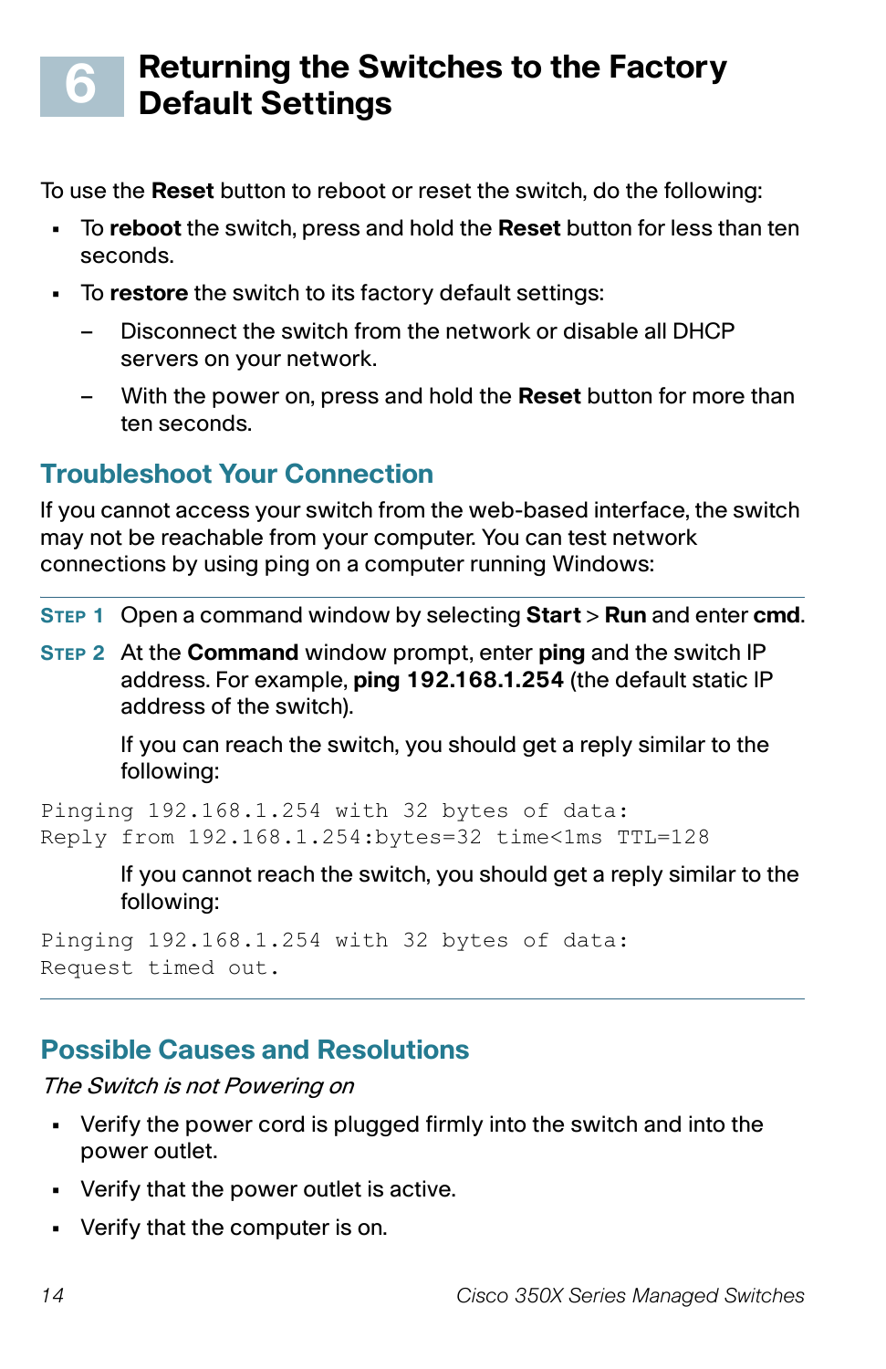# 6 Returning the Switches to the Factory Default Settings

To use the **Reset** button to reboot or reset the switch, do the following:

- To **reboot** the switch, press and hold the **Reset** button for less than ten seconds.
- To **restore** the switch to its factory default settings:
  - Disconnect the switch from the network or disable all DHCP servers on your network.
  - With the power on, press and hold the **Reset** button for more than ten seconds.

## Troubleshoot Your Connection

If you cannot access your switch from the web-based interface, the switch may not be reachable from your computer. You can test network connections by using ping on a computer running Windows:

**STEP 1** Open a command window by selecting **Start** > **Run** and enter **cmd**.

**STEP 2** At the **Command** window prompt, enter **ping** and the switch IP address. For example, **ping 192.168.1.254** (the default static IP address of the switch).

If you can reach the switch, you should get a reply similar to the following:

```
Pinging 192.168.1.254 with 32 bytes of data:
Reply from 192.168.1.254:bytes=32 time<1ms TTL=128
```

If you cannot reach the switch, you should get a reply similar to the following:

```
Pinging 192.168.1.254 with 32 bytes of data:
Request timed out.
```

## Possible Causes and Resolutions

*The Switch is not Powering on*

- Verify the power cord is plugged firmly into the switch and into the power outlet.
- Verify that the power outlet is active.
- Verify that the computer is on.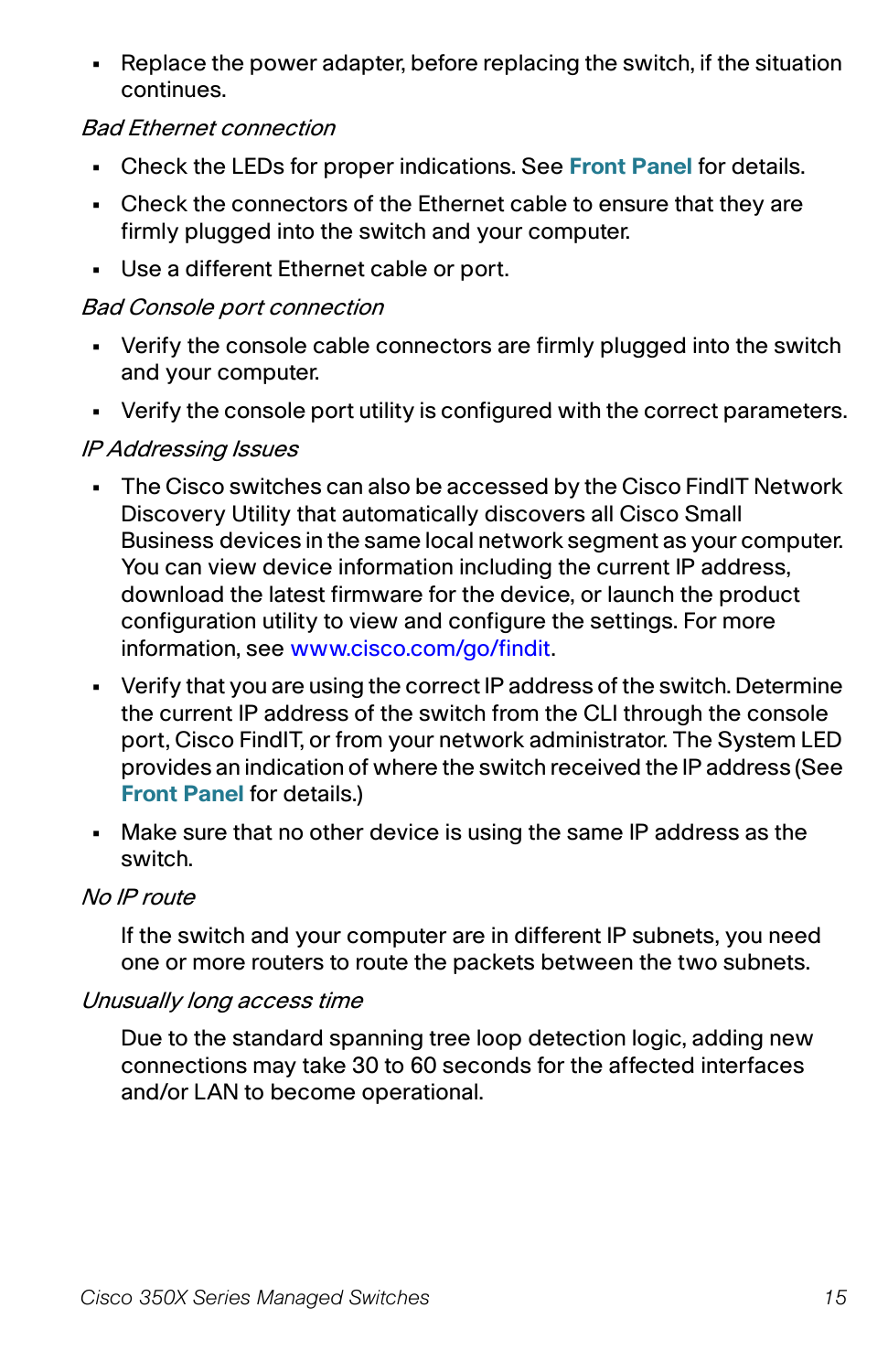- Replace the power adapter, before replacing the switch, if the situation continues.

*Bad Ethernet connection*

- Check the LEDs for proper indications. See **Front Panel** for details.
- Check the connectors of the Ethernet cable to ensure that they are firmly plugged into the switch and your computer.
- Use a different Ethernet cable or port.

*Bad Console port connection*

- Verify the console cable connectors are firmly plugged into the switch and your computer.
- Verify the console port utility is configured with the correct parameters.

*IP Addressing Issues*

- The Cisco switches can also be accessed by the Cisco FindIT Network Discovery Utility that automatically discovers all Cisco Small Business devices in the same local network segment as your computer. You can view device information including the current IP address, download the latest firmware for the device, or launch the product configuration utility to view and configure the settings. For more information, see www.cisco.com/go/findit.
- Verify that you are using the correct IP address of the switch. Determine the current IP address of the switch from the CLI through the console port, Cisco FindIT, or from your network administrator. The System LED provides an indication of where the switch received the IP address (See **Front Panel** for details.)
- Make sure that no other device is using the same IP address as the switch.

*No IP route*

If the switch and your computer are in different IP subnets, you need one or more routers to route the packets between the two subnets.

*Unusually long access time*

Due to the standard spanning tree loop detection logic, adding new connections may take 30 to 60 seconds for the affected interfaces and/or LAN to become operational.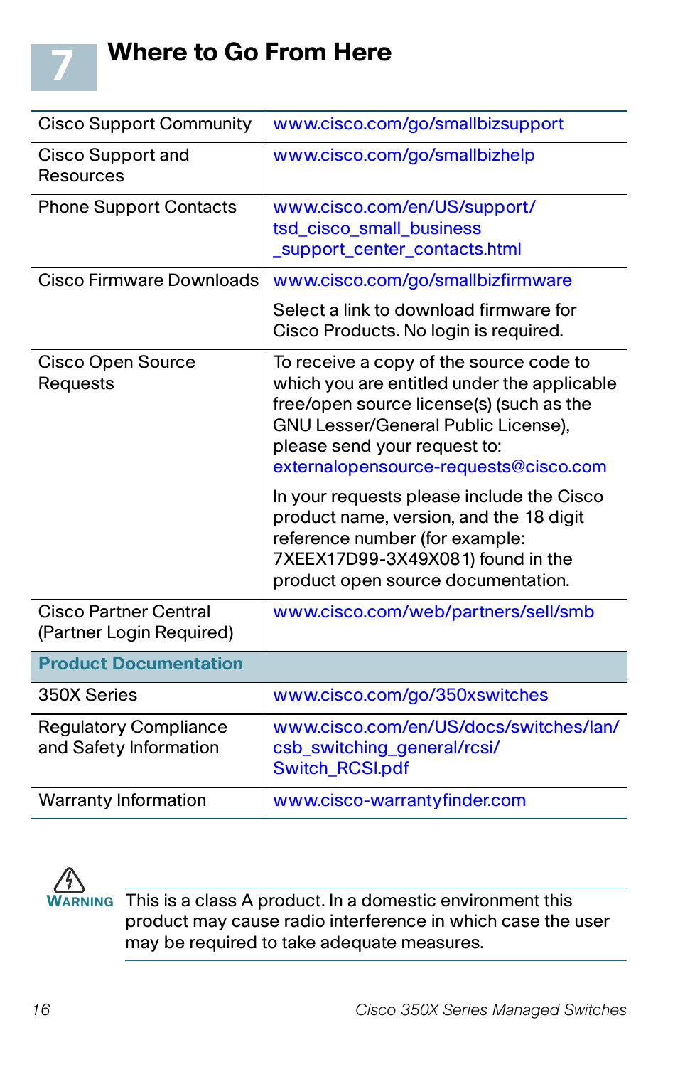# 7 Where to Go From Here

| | |
|---|---|
| Cisco Support Community | www.cisco.com/go/smallbizsupport |
| Cisco Support and Resources | www.cisco.com/go/smallbizhelp |
| Phone Support Contacts | www.cisco.com/en/US/support/tsd_cisco_small_business_support_center_contacts.html |
| Cisco Firmware Downloads | www.cisco.com/go/smallbizfirmware<br><br>Select a link to download firmware for Cisco Products. No login is required. |
| Cisco Open Source Requests | To receive a copy of the source code to which you are entitled under the applicable free/open source license(s) (such as the GNU Lesser/General Public License), please send your request to: externalopensource-requests@cisco.com<br><br>In your requests please include the Cisco product name, version, and the 18 digit reference number (for example: 7XEEX17D99-3X49X081) found in the product open source documentation. |
| Cisco Partner Central (Partner Login Required) | www.cisco.com/web/partners/sell/smb |
| **Product Documentation** | |
| 350X Series | www.cisco.com/go/350xswitches |
| Regulatory Compliance and Safety Information | www.cisco.com/en/US/docs/switches/lan/csb_switching_general/rcsi/Switch_RCSI.pdf |
| Warranty Information | www.cisco-warrantyfinder.com |

**WARNING** This is a class A product. In a domestic environment this product may cause radio interference in which case the user may be required to take adequate measures.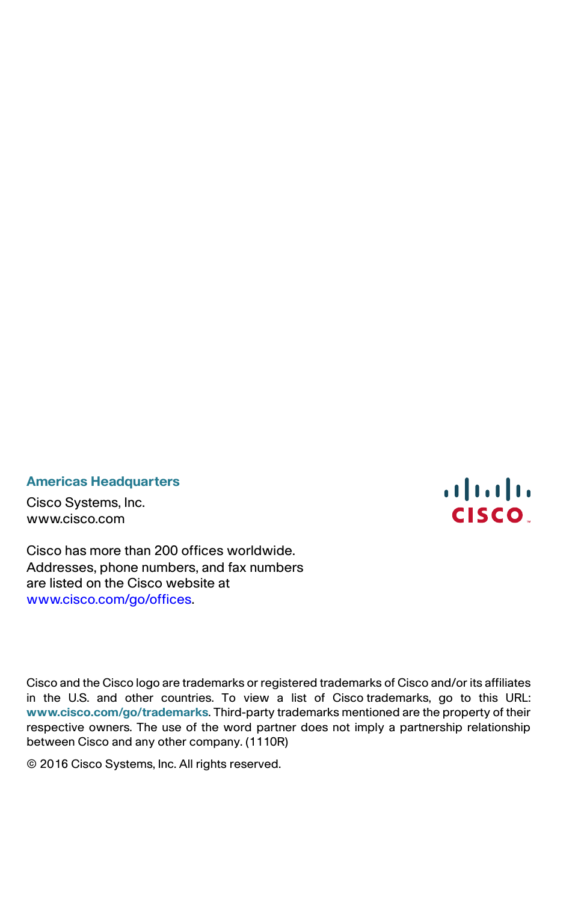**Americas Headquarters**

Cisco Systems, Inc.
www.cisco.com

Cisco has more than 200 offices worldwide. Addresses, phone numbers, and fax numbers are listed on the Cisco website at www.cisco.com/go/offices.

Cisco and the Cisco logo are trademarks or registered trademarks of Cisco and/or its affiliates in the U.S. and other countries. To view a list of Cisco trademarks, go to this URL: **www.cisco.com/go/trademarks**. Third-party trademarks mentioned are the property of their respective owners. The use of the word partner does not imply a partnership relationship between Cisco and any other company. (1110R)

© 2016 Cisco Systems, Inc. All rights reserved.